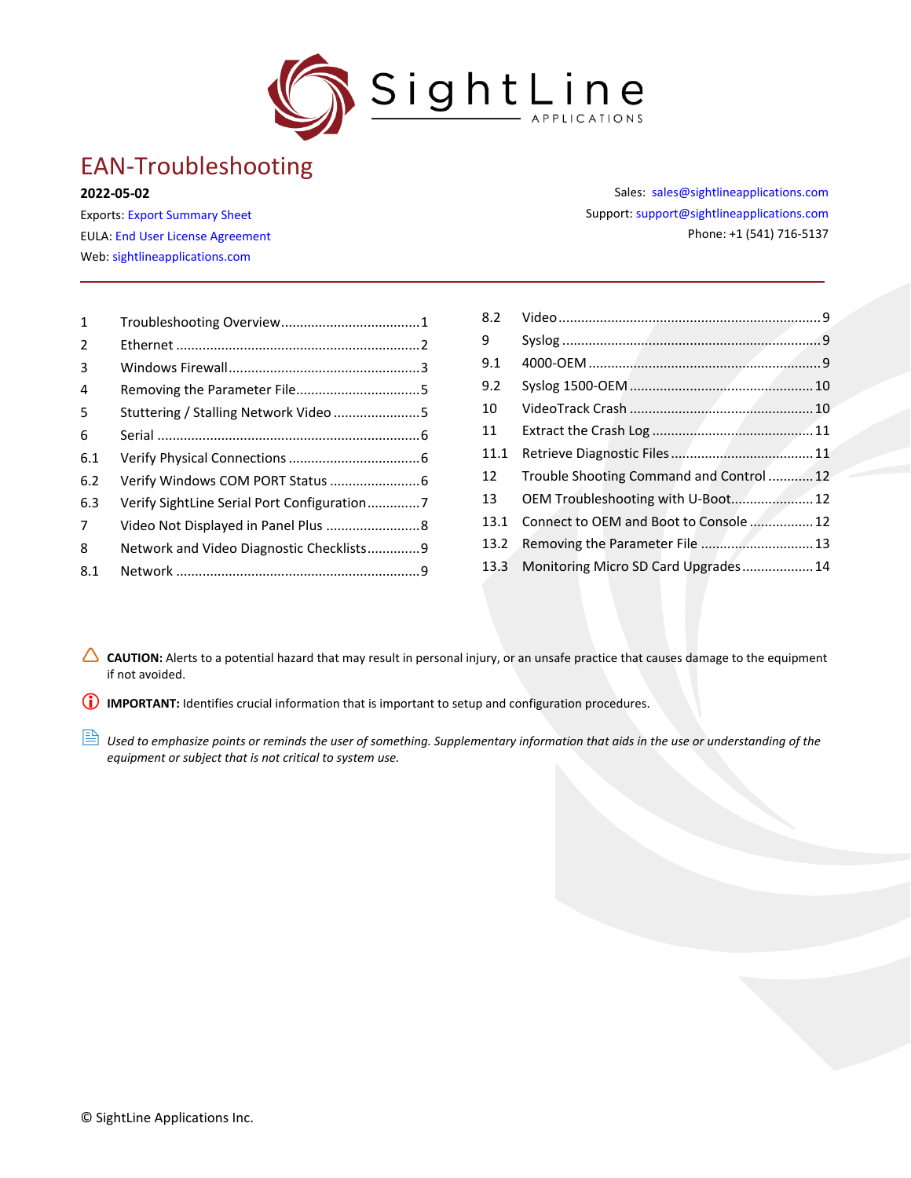# EAN-Troubleshooting

**2022-05-02**

Exports: Export Summary Sheet
EULA: End User License Agreement
Web: sightlineapplications.com

Sales: sales@sightlineapplications.com
Support: support@sightlineapplications.com
Phone: +1 (541) 716-5137

---

| | | |
|---|---|---|
| 1 | Troubleshooting Overview | 1 |
| 2 | Ethernet | 2 |
| 3 | Windows Firewall | 3 |
| 4 | Removing the Parameter File | 5 |
| 5 | Stuttering / Stalling Network Video | 5 |
| 6 | Serial | 6 |
| 6.1 | Verify Physical Connections | 6 |
| 6.2 | Verify Windows COM PORT Status | 6 |
| 6.3 | Verify SightLine Serial Port Configuration | 7 |
| 7 | Video Not Displayed in Panel Plus | 8 |
| 8 | Network and Video Diagnostic Checklists | 9 |
| 8.1 | Network | 9 |
| 8.2 | Video | 9 |
| 9 | Syslog | 9 |
| 9.1 | 4000-OEM | 9 |
| 9.2 | Syslog 1500-OEM | 10 |
| 10 | VideoTrack Crash | 10 |
| 11 | Extract the Crash Log | 11 |
| 11.1 | Retrieve Diagnostic Files | 11 |
| 12 | Trouble Shooting Command and Control | 12 |
| 13 | OEM Troubleshooting with U-Boot | 12 |
| 13.1 | Connect to OEM and Boot to Console | 12 |
| 13.2 | Removing the Parameter File | 13 |
| 13.3 | Monitoring Micro SD Card Upgrades | 14 |

**CAUTION:** Alerts to a potential hazard that may result in personal injury, or an unsafe practice that causes damage to the equipment if not avoided.

**IMPORTANT:** Identifies crucial information that is important to setup and configuration procedures.

*Used to emphasize points or reminds the user of something. Supplementary information that aids in the use or understanding of the equipment or subject that is not critical to system use.*

© SightLine Applications Inc.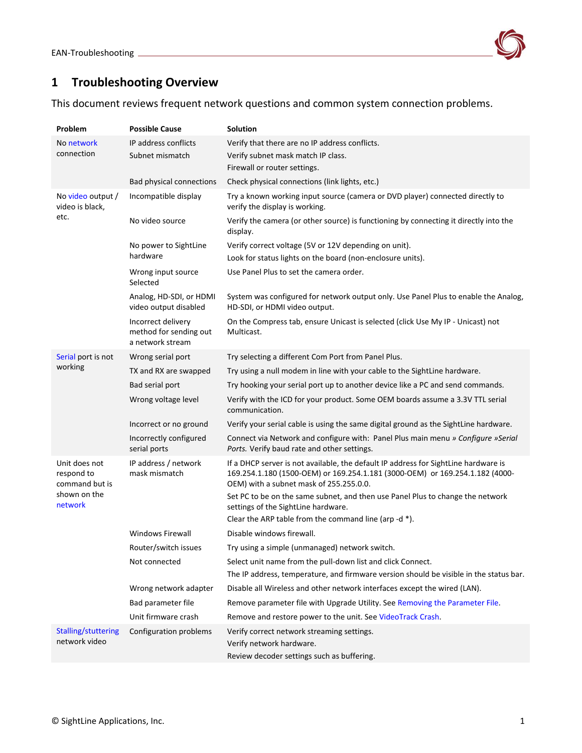# 1 Troubleshooting Overview

This document reviews frequent network questions and common system connection problems.

| Problem | Possible Cause | Solution |
|---|---|---|
| No network connection | IP address conflicts<br>Subnet mismatch | Verify that there are no IP address conflicts.<br>Verify subnet mask match IP class.<br>Firewall or router settings. |
| | Bad physical connections | Check physical connections (link lights, etc.) |
| No video output / video is black, etc. | Incompatible display | Try a known working input source (camera or DVD player) connected directly to verify the display is working. |
| | No video source | Verify the camera (or other source) is functioning by connecting it directly into the display. |
| | No power to SightLine hardware | Verify correct voltage (5V or 12V depending on unit).<br>Look for status lights on the board (non-enclosure units). |
| | Wrong input source Selected | Use Panel Plus to set the camera order. |
| | Analog, HD-SDI, or HDMI video output disabled | System was configured for network output only. Use Panel Plus to enable the Analog, HD-SDI, or HDMI video output. |
| | Incorrect delivery method for sending out a network stream | On the Compress tab, ensure Unicast is selected (click Use My IP - Unicast) not Multicast. |
| Serial port is not working | Wrong serial port | Try selecting a different Com Port from Panel Plus. |
| | TX and RX are swapped | Try using a null modem in line with your cable to the SightLine hardware. |
| | Bad serial port | Try hooking your serial port up to another device like a PC and send commands. |
| | Wrong voltage level | Verify with the ICD for your product. Some OEM boards assume a 3.3V TTL serial communication. |
| | Incorrect or no ground | Verify your serial cable is using the same digital ground as the SightLine hardware. |
| | Incorrectly configured serial ports | Connect via Network and configure with: Panel Plus main menu *» Configure »Serial Ports.* Verify baud rate and other settings. |
| Unit does not respond to command but is shown on the network | IP address / network mask mismatch | If a DHCP server is not available, the default IP address for SightLine hardware is 169.254.1.180 (1500-OEM) or 169.254.1.181 (3000-OEM) or 169.254.1.182 (4000-OEM) with a subnet mask of 255.255.0.0.<br>Set PC to be on the same subnet, and then use Panel Plus to change the network settings of the SightLine hardware.<br>Clear the ARP table from the command line (arp -d *). |
| | Windows Firewall | Disable windows firewall. |
| | Router/switch issues | Try using a simple (unmanaged) network switch. |
| | Not connected | Select unit name from the pull-down list and click Connect.<br>The IP address, temperature, and firmware version should be visible in the status bar. |
| | Wrong network adapter | Disable all Wireless and other network interfaces except the wired (LAN). |
| | Bad parameter file | Remove parameter file with Upgrade Utility. See Removing the Parameter File. |
| | Unit firmware crash | Remove and restore power to the unit. See VideoTrack Crash. |
| Stalling/stuttering network video | Configuration problems | Verify correct network streaming settings.<br>Verify network hardware.<br>Review decoder settings such as buffering. |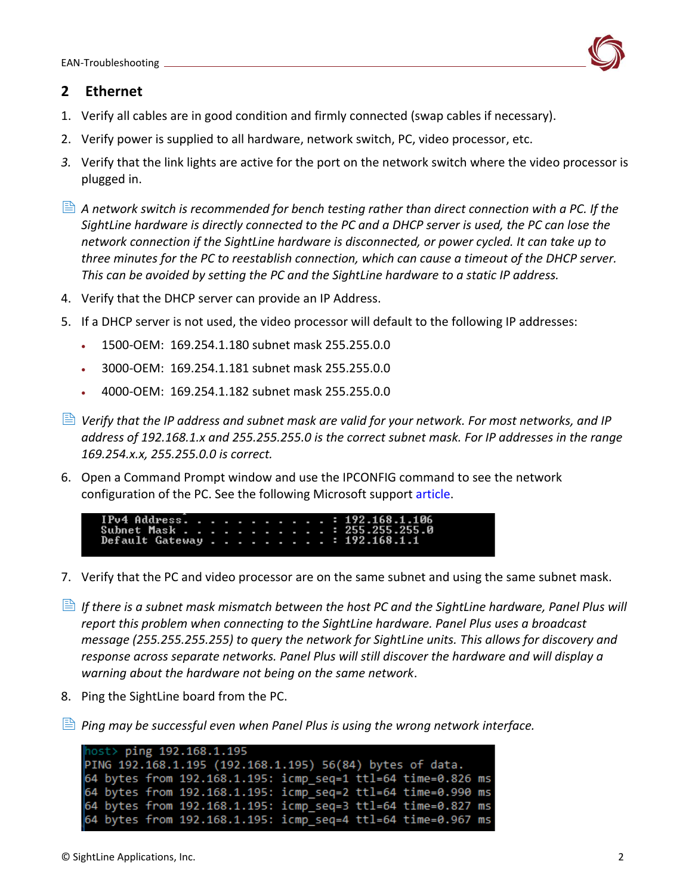## 2 Ethernet

1. Verify all cables are in good condition and firmly connected (swap cables if necessary).
2. Verify power is supplied to all hardware, network switch, PC, video processor, etc.
3. Verify that the link lights are active for the port on the network switch where the video processor is plugged in.

*A network switch is recommended for bench testing rather than direct connection with a PC. If the SightLine hardware is directly connected to the PC and a DHCP server is used, the PC can lose the network connection if the SightLine hardware is disconnected, or power cycled. It can take up to three minutes for the PC to reestablish connection, which can cause a timeout of the DHCP server. This can be avoided by setting the PC and the SightLine hardware to a static IP address.*

4. Verify that the DHCP server can provide an IP Address.
5. If a DHCP server is not used, the video processor will default to the following IP addresses:
   - 1500-OEM: 169.254.1.180 subnet mask 255.255.0.0
   - 3000-OEM: 169.254.1.181 subnet mask 255.255.0.0
   - 4000-OEM: 169.254.1.182 subnet mask 255.255.0.0

*Verify that the IP address and subnet mask are valid for your network. For most networks, and IP address of 192.168.1.x and 255.255.255.0 is the correct subnet mask. For IP addresses in the range 169.254.x.x, 255.255.0.0 is correct.*

6. Open a Command Prompt window and use the IPCONFIG command to see the network configuration of the PC. See the following Microsoft support article.

```
IPv4 Address. . . . . . . . . . . : 192.168.1.106
Subnet Mask . . . . . . . . . . . : 255.255.255.0
Default Gateway . . . . . . . . . : 192.168.1.1
```

7. Verify that the PC and video processor are on the same subnet and using the same subnet mask.

*If there is a subnet mask mismatch between the host PC and the SightLine hardware, Panel Plus will report this problem when connecting to the SightLine hardware. Panel Plus uses a broadcast message (255.255.255.255) to query the network for SightLine units. This allows for discovery and response across separate networks. Panel Plus will still discover the hardware and will display a warning about the hardware not being on the same network.*

8. Ping the SightLine board from the PC.

*Ping may be successful even when Panel Plus is using the wrong network interface.*

```
host> ping 192.168.1.195
PING 192.168.1.195 (192.168.1.195) 56(84) bytes of data.
64 bytes from 192.168.1.195: icmp_seq=1 ttl=64 time=0.826 ms
64 bytes from 192.168.1.195: icmp_seq=2 ttl=64 time=0.990 ms
64 bytes from 192.168.1.195: icmp_seq=3 ttl=64 time=0.827 ms
64 bytes from 192.168.1.195: icmp_seq=4 ttl=64 time=0.967 ms
```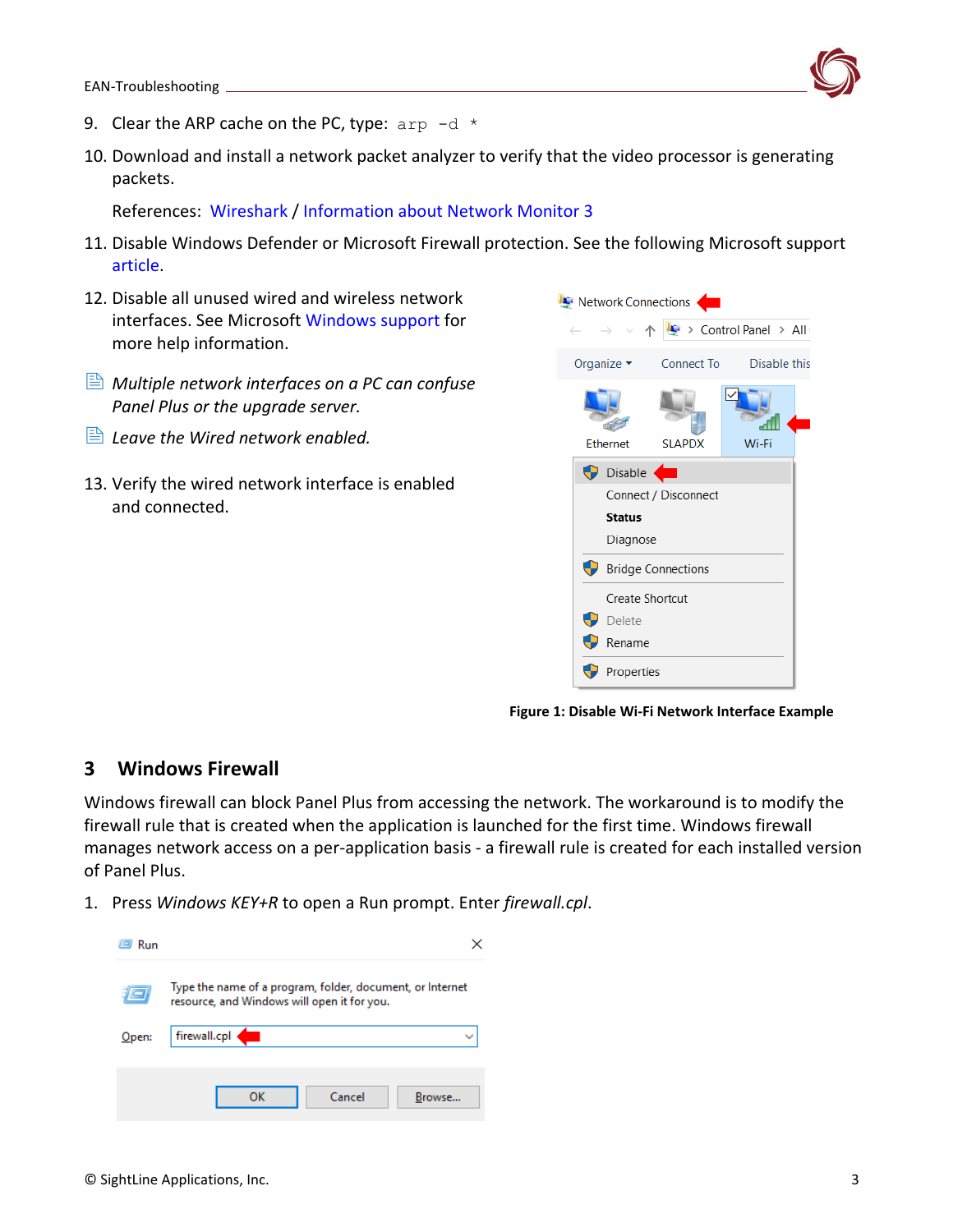9. Clear the ARP cache on the PC, type: `arp -d *`
10. Download and install a network packet analyzer to verify that the video processor is generating packets.

    References: Wireshark / Information about Network Monitor 3
11. Disable Windows Defender or Microsoft Firewall protection. See the following Microsoft support article.
12. Disable all unused wired and wireless network interfaces. See Microsoft Windows support for more help information.

*Multiple network interfaces on a PC can confuse Panel Plus or the upgrade server.*

*Leave the Wired network enabled.*

13. Verify the wired network interface is enabled and connected.

**Figure 1: Disable Wi-Fi Network Interface Example**

## 3 Windows Firewall

Windows firewall can block Panel Plus from accessing the network. The workaround is to modify the firewall rule that is created when the application is launched for the first time. Windows firewall manages network access on a per-application basis - a firewall rule is created for each installed version of Panel Plus.

1. Press *Windows KEY+R* to open a Run prompt. Enter *firewall.cpl*.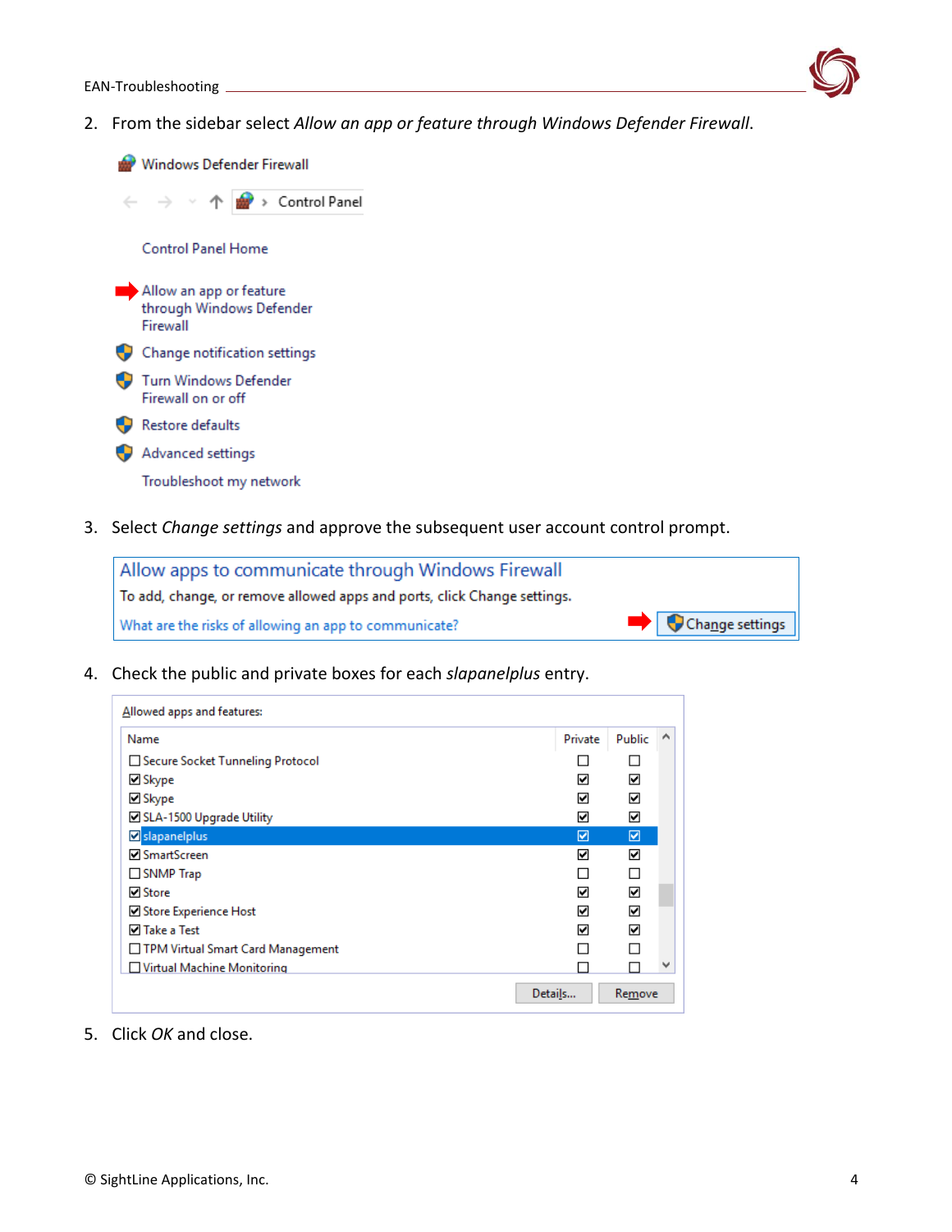2. From the sidebar select *Allow an app or feature through Windows Defender Firewall*.

Windows Defender Firewall

Control Panel

Control Panel Home

Allow an app or feature through Windows Defender Firewall

Change notification settings

Turn Windows Defender Firewall on or off

Restore defaults

Advanced settings

Troubleshoot my network

3. Select *Change settings* and approve the subsequent user account control prompt.

Allow apps to communicate through Windows Firewall

To add, change, or remove allowed apps and ports, click Change settings.

What are the risks of allowing an app to communicate?

Change settings

4. Check the public and private boxes for each *slapanelplus* entry.

Allowed apps and features:

| Name | Private | Public |
|---|---|---|
| ☐ Secure Socket Tunneling Protocol | ☐ | ☐ |
| ☑ Skype | ☑ | ☑ |
| ☑ Skype | ☑ | ☑ |
| ☑ SLA-1500 Upgrade Utility | ☑ | ☑ |
| ☑ slapanelplus | ☑ | ☑ |
| ☑ SmartScreen | ☑ | ☑ |
| ☐ SNMP Trap | ☐ | ☐ |
| ☑ Store | ☑ | ☑ |
| ☑ Store Experience Host | ☑ | ☑ |
| ☑ Take a Test | ☑ | ☑ |
| ☐ TPM Virtual Smart Card Management | ☐ | ☐ |
| ☐ Virtual Machine Monitoring | ☐ | ☐ |

Details... Remove

5. Click *OK* and close.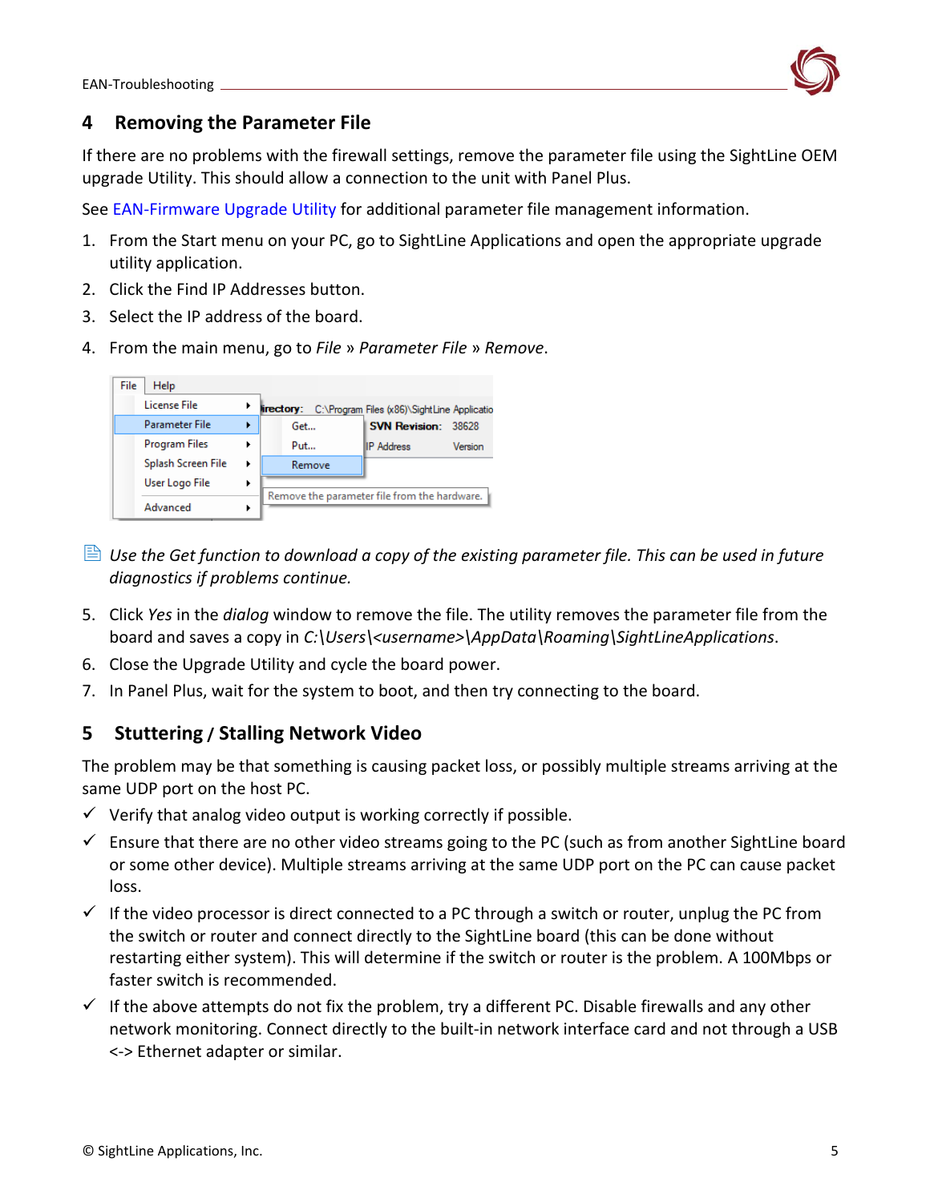## 4 Removing the Parameter File

If there are no problems with the firewall settings, remove the parameter file using the SightLine OEM upgrade Utility. This should allow a connection to the unit with Panel Plus.

See EAN-Firmware Upgrade Utility for additional parameter file management information.

1. From the Start menu on your PC, go to SightLine Applications and open the appropriate upgrade utility application.
2. Click the Find IP Addresses button.
3. Select the IP address of the board.
4. From the main menu, go to *File* » *Parameter File* » *Remove*.

*Use the Get function to download a copy of the existing parameter file. This can be used in future diagnostics if problems continue.*

5. Click *Yes* in the *dialog* window to remove the file. The utility removes the parameter file from the board and saves a copy in *C:\Users\<username>\AppData\Roaming\SightLineApplications*.
6. Close the Upgrade Utility and cycle the board power.
7. In Panel Plus, wait for the system to boot, and then try connecting to the board.

## 5 Stuttering / Stalling Network Video

The problem may be that something is causing packet loss, or possibly multiple streams arriving at the same UDP port on the host PC.

- ✓ Verify that analog video output is working correctly if possible.
- ✓ Ensure that there are no other video streams going to the PC (such as from another SightLine board or some other device). Multiple streams arriving at the same UDP port on the PC can cause packet loss.
- ✓ If the video processor is direct connected to a PC through a switch or router, unplug the PC from the switch or router and connect directly to the SightLine board (this can be done without restarting either system). This will determine if the switch or router is the problem. A 100Mbps or faster switch is recommended.
- ✓ If the above attempts do not fix the problem, try a different PC. Disable firewalls and any other network monitoring. Connect directly to the built-in network interface card and not through a USB <-> Ethernet adapter or similar.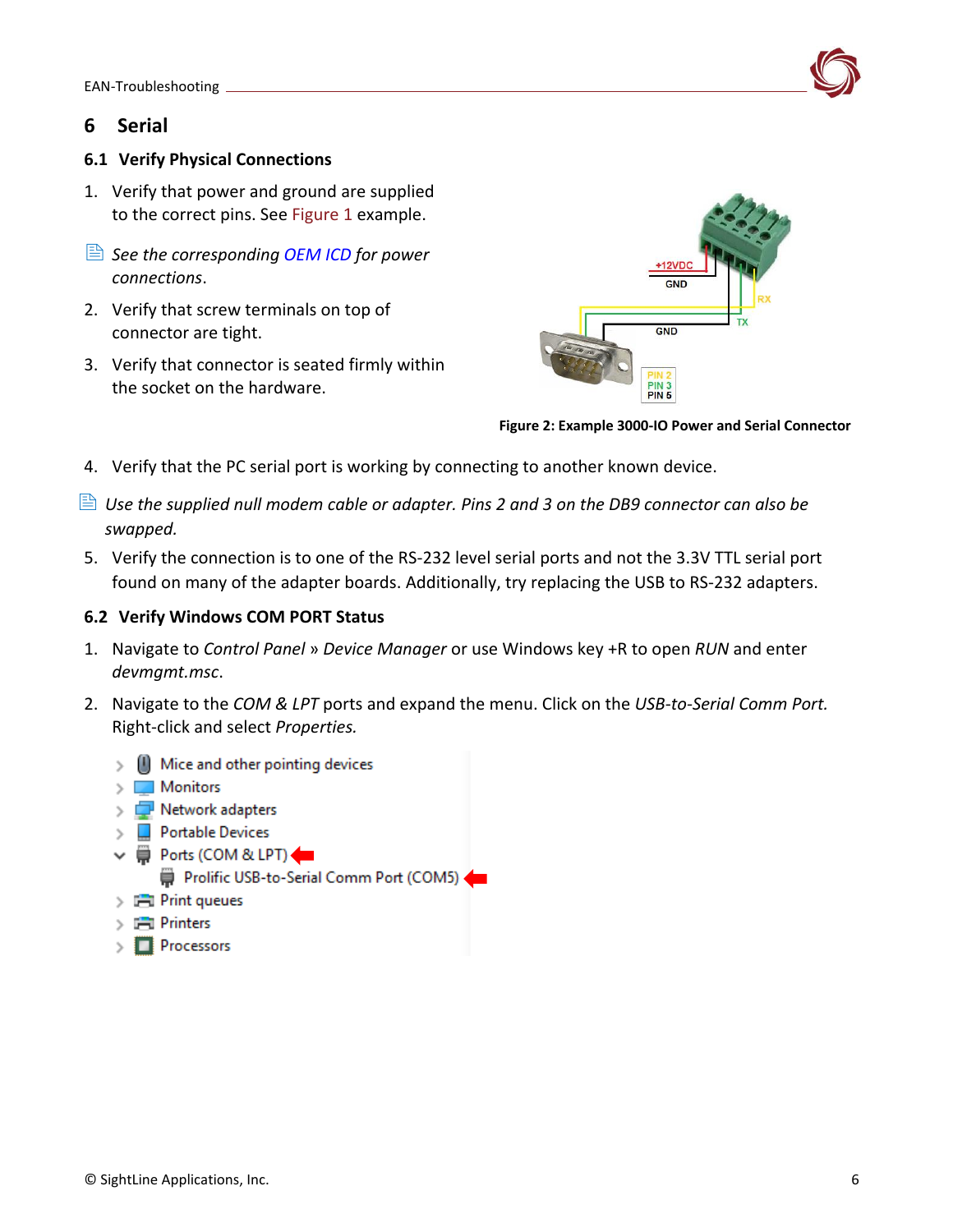# 6 Serial

## 6.1 Verify Physical Connections

1. Verify that power and ground are supplied to the correct pins. See Figure 1 example.

*See the corresponding OEM ICD for power connections.*

2. Verify that screw terminals on top of connector are tight.
3. Verify that connector is seated firmly within the socket on the hardware.

**Figure 2: Example 3000-IO Power and Serial Connector**

4. Verify that the PC serial port is working by connecting to another known device.

*Use the supplied null modem cable or adapter. Pins 2 and 3 on the DB9 connector can also be swapped.*

5. Verify the connection is to one of the RS-232 level serial ports and not the 3.3V TTL serial port found on many of the adapter boards. Additionally, try replacing the USB to RS-232 adapters.

## 6.2 Verify Windows COM PORT Status

1. Navigate to *Control Panel* » *Device Manager* or use Windows key +R to open *RUN* and enter *devmgmt.msc*.
2. Navigate to the *COM & LPT* ports and expand the menu. Click on the *USB-to-Serial Comm Port.* Right-click and select *Properties.*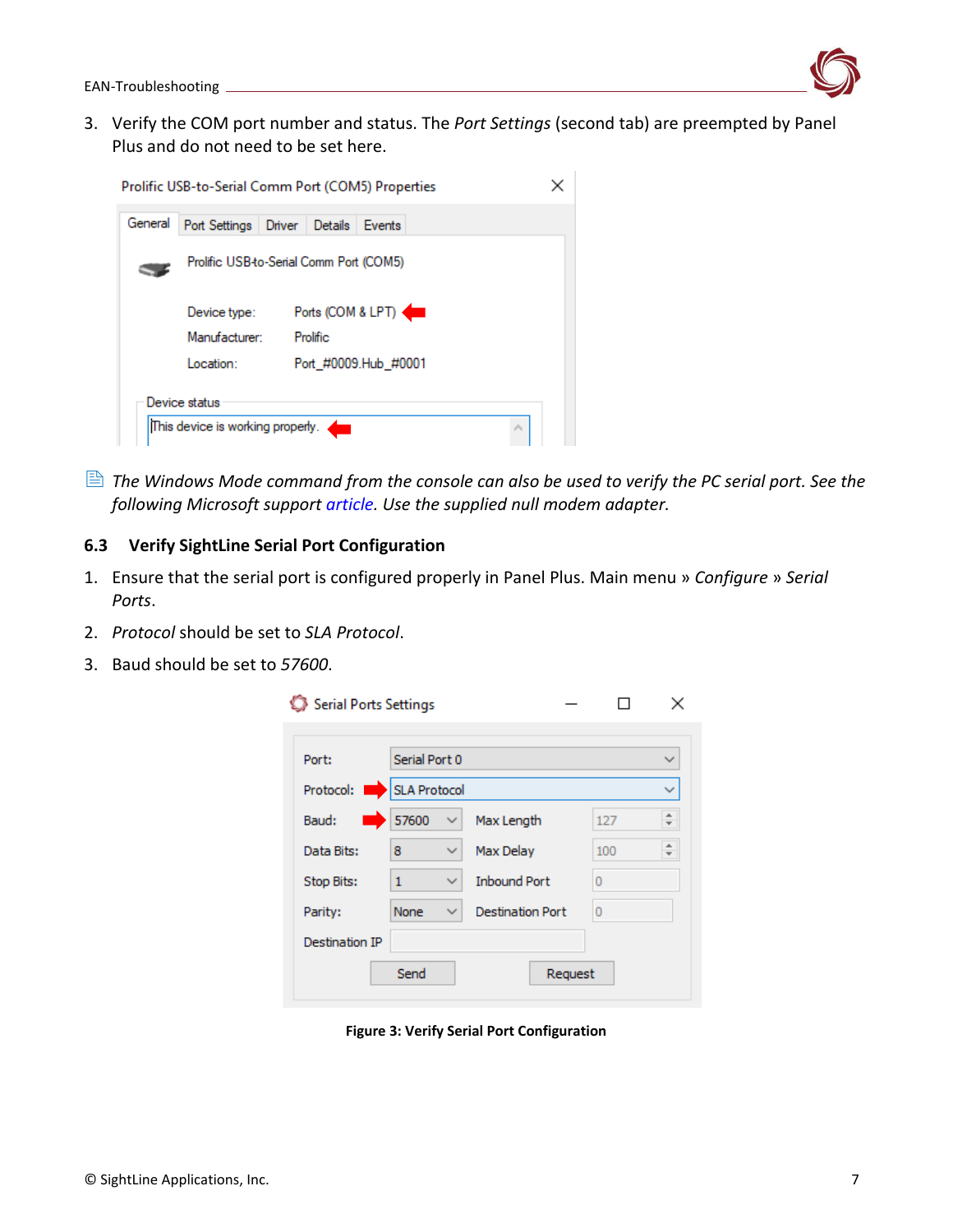3. Verify the COM port number and status. The *Port Settings* (second tab) are preempted by Panel Plus and do not need to be set here.

*The Windows Mode command from the console can also be used to verify the PC serial port. See the following Microsoft support article. Use the supplied null modem adapter.*

## 6.3 Verify SightLine Serial Port Configuration

1. Ensure that the serial port is configured properly in Panel Plus. Main menu » *Configure* » *Serial Ports*.
2. *Protocol* should be set to *SLA Protocol*.
3. Baud should be set to *57600*.

**Figure 3: Verify Serial Port Configuration**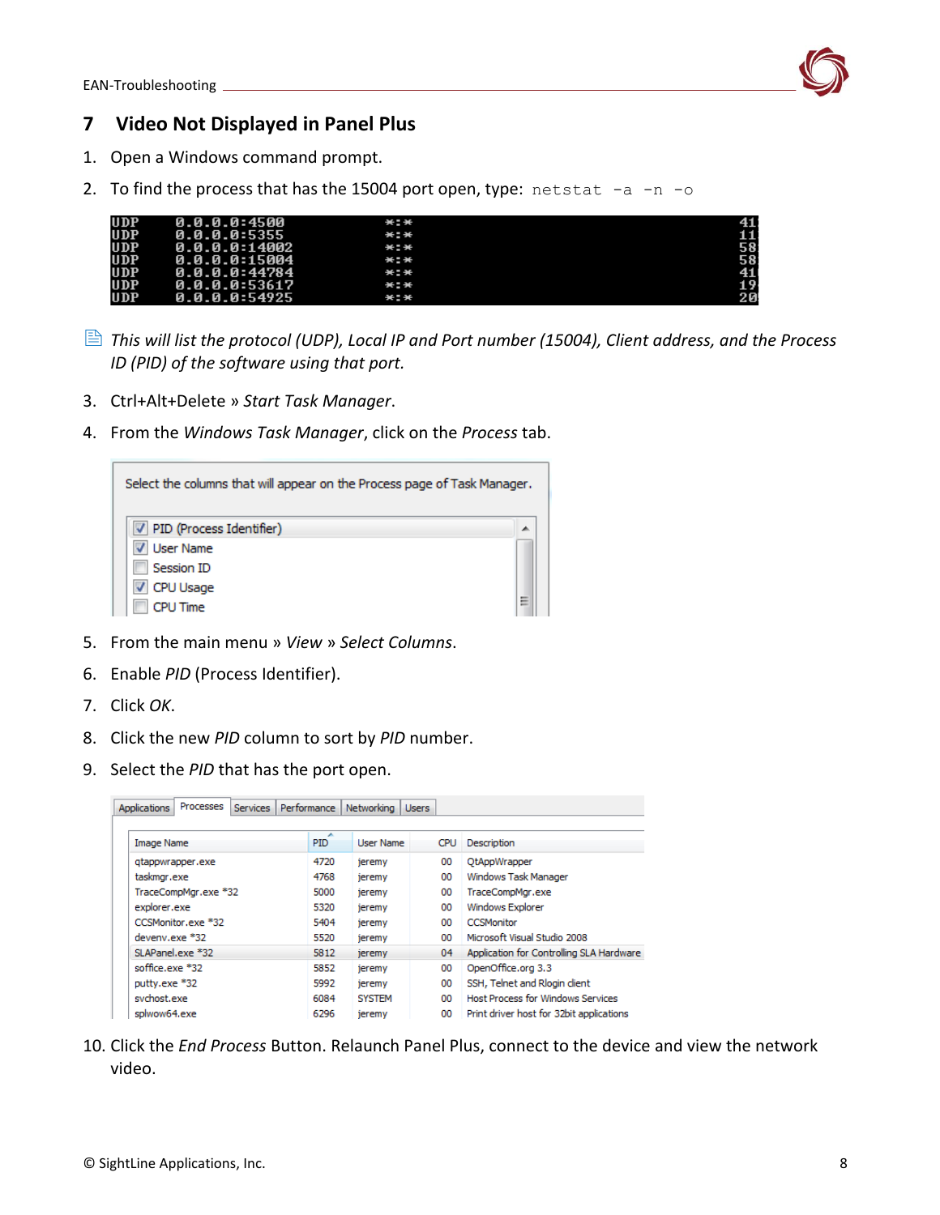## 7 Video Not Displayed in Panel Plus

1. Open a Windows command prompt.
2. To find the process that has the 15004 port open, type: `netstat -a -n -o`

```
UDP    0.0.0.0:4500     *:*    41
UDP    0.0.0.0:5355     *:*    11
UDP    0.0.0.0:14002    *:*    58
UDP    0.0.0.0:15004    *:*    58
UDP    0.0.0.0:44784    *:*    41
UDP    0.0.0.0:53617    *:*    19
UDP    0.0.0.0:54925    *:*    20
```

*This will list the protocol (UDP), Local IP and Port number (15004), Client address, and the Process ID (PID) of the software using that port.*

3. Ctrl+Alt+Delete » *Start Task Manager*.
4. From the *Windows Task Manager*, click on the *Process* tab.

Select the columns that will appear on the Process page of Task Manager.

- [x] PID (Process Identifier)
- [x] User Name
- [ ] Session ID
- [x] CPU Usage
- [ ] CPU Time

5. From the main menu » *View* » *Select Columns*.
6. Enable *PID* (Process Identifier).
7. Click *OK*.
8. Click the new *PID* column to sort by *PID* number.
9. Select the *PID* that has the port open.

Applications | Processes | Services | Performance | Networking | Users

| Image Name | PID | User Name | CPU | Description |
|---|---|---|---|---|
| qtappwrapper.exe | 4720 | jeremy | 00 | QtAppWrapper |
| taskmgr.exe | 4768 | jeremy | 00 | Windows Task Manager |
| TraceCompMgr.exe *32 | 5000 | jeremy | 00 | TraceCompMgr.exe |
| explorer.exe | 5320 | jeremy | 00 | Windows Explorer |
| CCSMonitor.exe *32 | 5404 | jeremy | 00 | CCSMonitor |
| devenv.exe *32 | 5520 | jeremy | 00 | Microsoft Visual Studio 2008 |
| SLAPanel.exe *32 | 5812 | jeremy | 04 | Application for Controlling SLA Hardware |
| soffice.exe *32 | 5852 | jeremy | 00 | OpenOffice.org 3.3 |
| putty.exe *32 | 5992 | jeremy | 00 | SSH, Telnet and Rlogin client |
| svchost.exe | 6084 | SYSTEM | 00 | Host Process for Windows Services |
| splwow64.exe | 6296 | jeremy | 00 | Print driver host for 32bit applications |

10. Click the *End Process* Button. Relaunch Panel Plus, connect to the device and view the network video.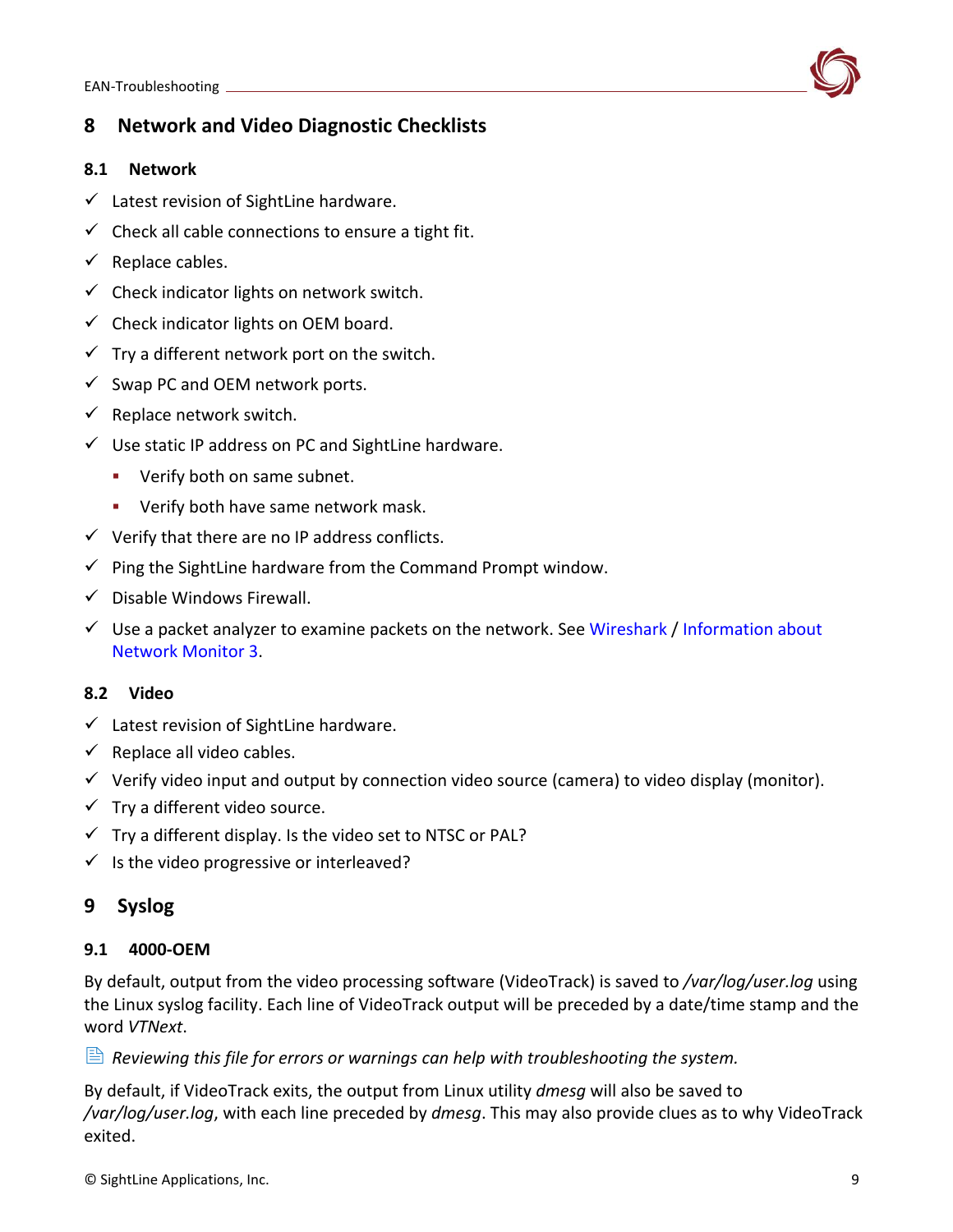# 8 Network and Video Diagnostic Checklists

## 8.1 Network

- ✓ Latest revision of SightLine hardware.
- ✓ Check all cable connections to ensure a tight fit.
- ✓ Replace cables.
- ✓ Check indicator lights on network switch.
- ✓ Check indicator lights on OEM board.
- ✓ Try a different network port on the switch.
- ✓ Swap PC and OEM network ports.
- ✓ Replace network switch.
- ✓ Use static IP address on PC and SightLine hardware.
  - Verify both on same subnet.
  - Verify both have same network mask.
- ✓ Verify that there are no IP address conflicts.
- ✓ Ping the SightLine hardware from the Command Prompt window.
- ✓ Disable Windows Firewall.
- ✓ Use a packet analyzer to examine packets on the network. See Wireshark / Information about Network Monitor 3.

## 8.2 Video

- ✓ Latest revision of SightLine hardware.
- ✓ Replace all video cables.
- ✓ Verify video input and output by connection video source (camera) to video display (monitor).
- ✓ Try a different video source.
- ✓ Try a different display. Is the video set to NTSC or PAL?
- ✓ Is the video progressive or interleaved?

# 9 Syslog

## 9.1 4000-OEM

By default, output from the video processing software (VideoTrack) is saved to */var/log/user.log* using the Linux syslog facility. Each line of VideoTrack output will be preceded by a date/time stamp and the word *VTNext*.

*Reviewing this file for errors or warnings can help with troubleshooting the system.*

By default, if VideoTrack exits, the output from Linux utility *dmesg* will also be saved to */var/log/user.log*, with each line preceded by *dmesg*. This may also provide clues as to why VideoTrack exited.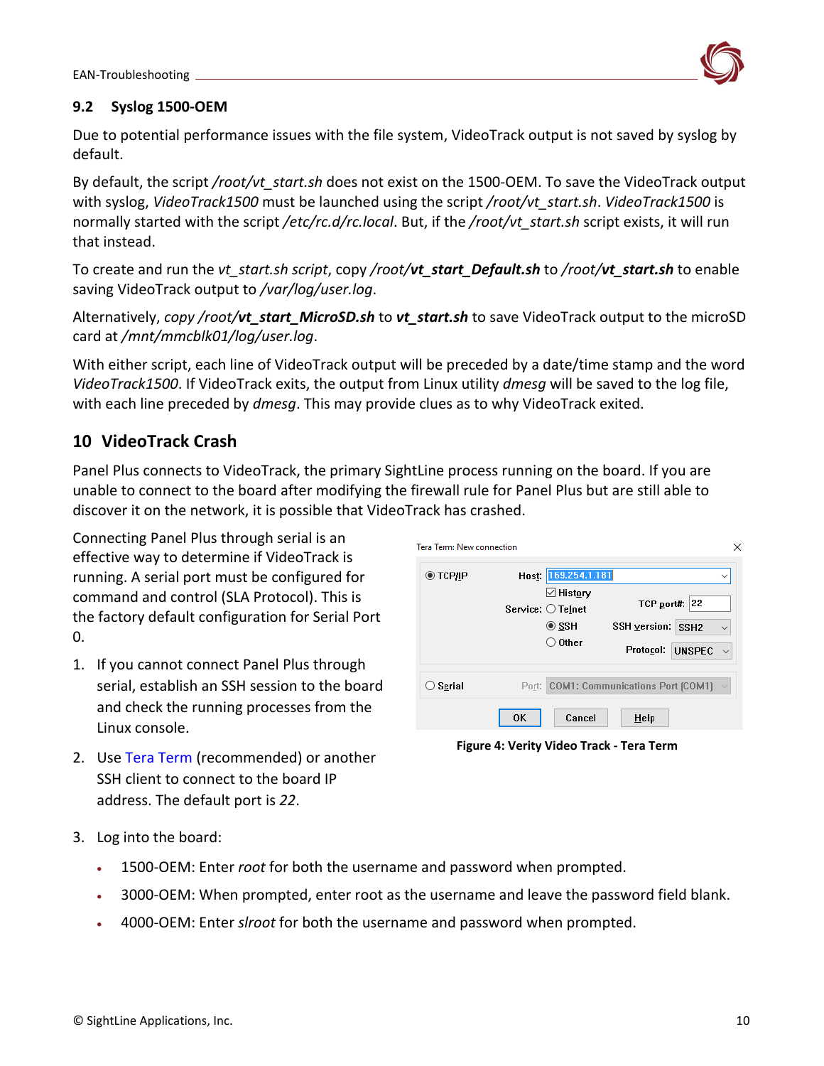### 9.2 Syslog 1500-OEM

Due to potential performance issues with the file system, VideoTrack output is not saved by syslog by default.

By default, the script */root/vt_start.sh* does not exist on the 1500-OEM. To save the VideoTrack output with syslog, *VideoTrack1500* must be launched using the script */root/vt_start.sh*. *VideoTrack1500* is normally started with the script */etc/rc.d/rc.local*. But, if the */root/vt_start.sh* script exists, it will run that instead.

To create and run the *vt_start.sh script*, copy */root/**vt_start_Default.sh*** to */root/**vt_start.sh*** to enable saving VideoTrack output to */var/log/user.log*.

Alternatively, *copy /root/**vt_start_MicroSD.sh*** to ***vt_start.sh*** to save VideoTrack output to the microSD card at */mnt/mmcblk01/log/user.log*.

With either script, each line of VideoTrack output will be preceded by a date/time stamp and the word *VideoTrack1500*. If VideoTrack exits, the output from Linux utility *dmesg* will be saved to the log file, with each line preceded by *dmesg*. This may provide clues as to why VideoTrack exited.

## 10 VideoTrack Crash

Panel Plus connects to VideoTrack, the primary SightLine process running on the board. If you are unable to connect to the board after modifying the firewall rule for Panel Plus but are still able to discover it on the network, it is possible that VideoTrack has crashed.

Connecting Panel Plus through serial is an effective way to determine if VideoTrack is running. A serial port must be configured for command and control (SLA Protocol). This is the factory default configuration for Serial Port 0.

1. If you cannot connect Panel Plus through serial, establish an SSH session to the board and check the running processes from the Linux console.
2. Use Tera Term (recommended) or another SSH client to connect to the board IP address. The default port is *22*.

Figure 4: Verity Video Track - Tera Term

3. Log into the board:
   - 1500-OEM: Enter *root* for both the username and password when prompted.
   - 3000-OEM: When prompted, enter root as the username and leave the password field blank.
   - 4000-OEM: Enter *slroot* for both the username and password when prompted.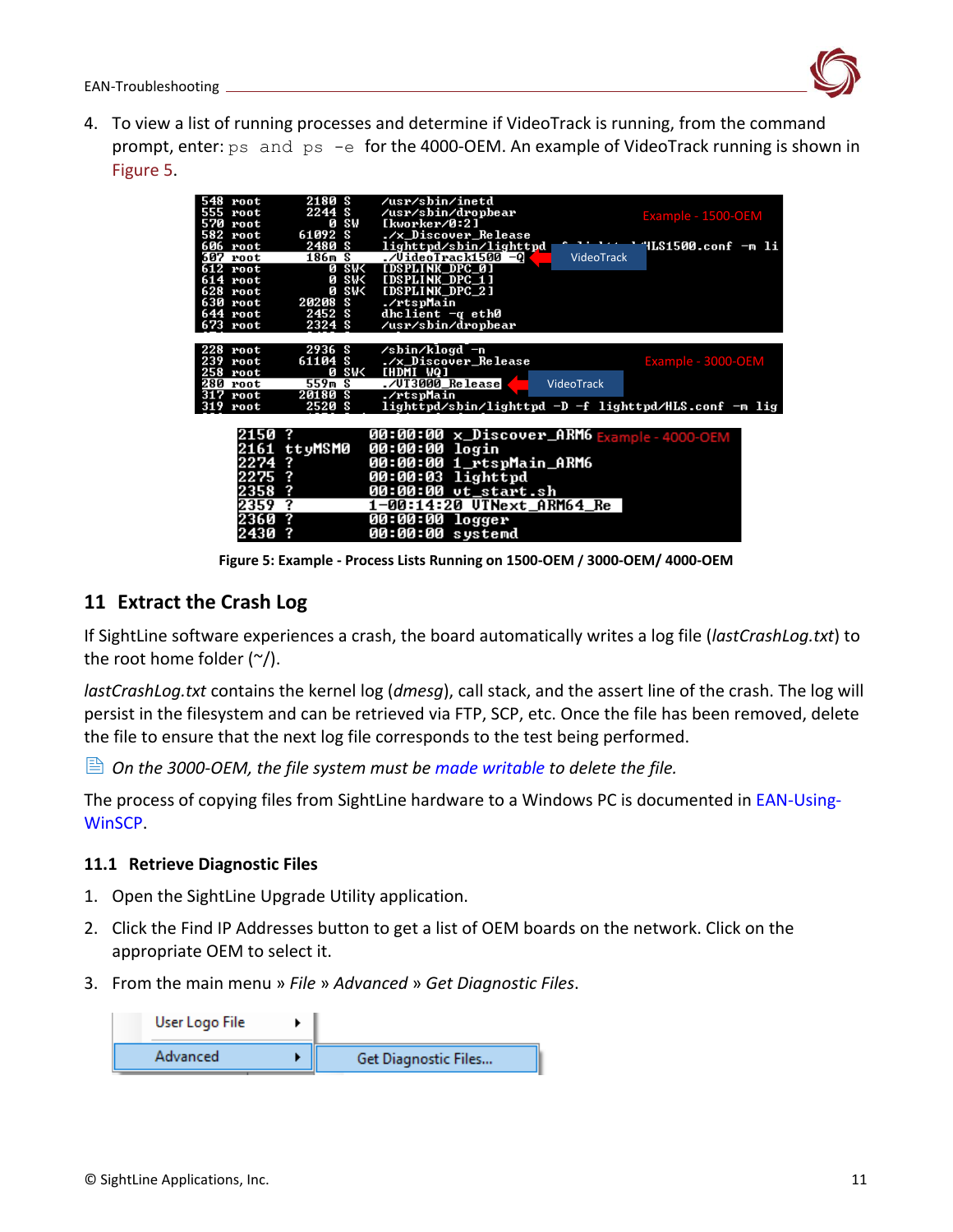4. To view a list of running processes and determine if VideoTrack is running, from the command prompt, enter: `ps` and `ps -e` for the 4000-OEM. An example of VideoTrack running is shown in Figure 5.

Figure 5: Example - Process Lists Running on 1500-OEM / 3000-OEM/ 4000-OEM

## 11 Extract the Crash Log

If SightLine software experiences a crash, the board automatically writes a log file (*lastCrashLog.txt*) to the root home folder (~/).

*lastCrashLog.txt* contains the kernel log (*dmesg*), call stack, and the assert line of the crash. The log will persist in the filesystem and can be retrieved via FTP, SCP, etc. Once the file has been removed, delete the file to ensure that the next log file corresponds to the test being performed.

*On the 3000-OEM, the file system must be made writable to delete the file.*

The process of copying files from SightLine hardware to a Windows PC is documented in EAN-Using-WinSCP.

### 11.1 Retrieve Diagnostic Files

1. Open the SightLine Upgrade Utility application.
2. Click the Find IP Addresses button to get a list of OEM boards on the network. Click on the appropriate OEM to select it.
3. From the main menu » *File* » *Advanced* » *Get Diagnostic Files*.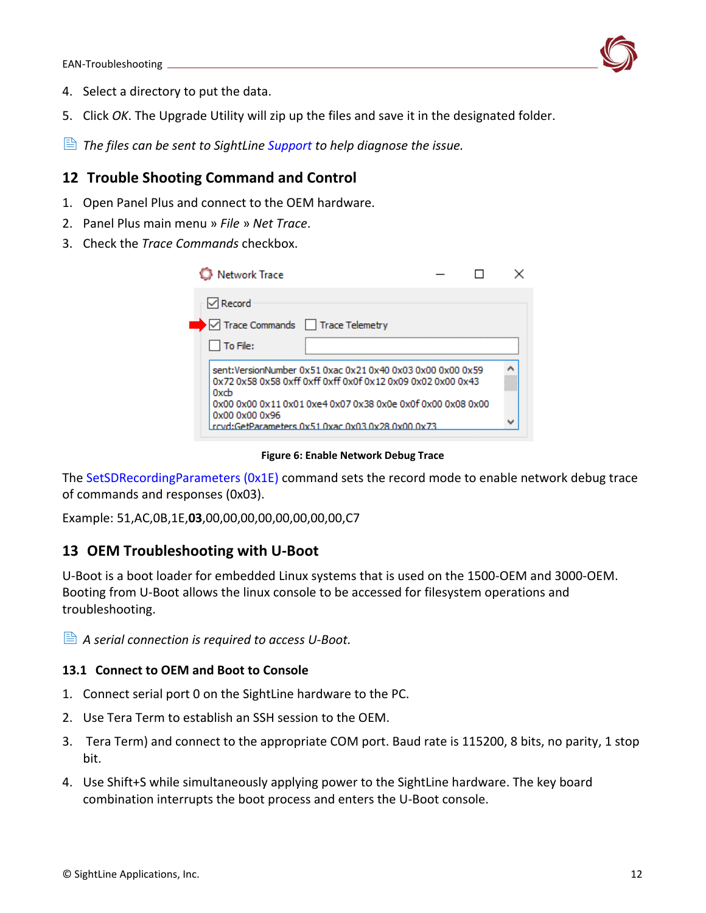4. Select a directory to put the data.
5. Click *OK*. The Upgrade Utility will zip up the files and save it in the designated folder.

*The files can be sent to SightLine Support to help diagnose the issue.*

## 12 Trouble Shooting Command and Control

1. Open Panel Plus and connect to the OEM hardware.
2. Panel Plus main menu » *File* » *Net Trace*.
3. Check the *Trace Commands* checkbox.

**Figure 6: Enable Network Debug Trace**

The SetSDRecordingParameters (0x1E) command sets the record mode to enable network debug trace of commands and responses (0x03).

Example: 51,AC,0B,1E,**03**,00,00,00,00,00,00,00,00,C7

## 13 OEM Troubleshooting with U-Boot

U-Boot is a boot loader for embedded Linux systems that is used on the 1500-OEM and 3000-OEM. Booting from U-Boot allows the linux console to be accessed for filesystem operations and troubleshooting.

*A serial connection is required to access U-Boot.*

### 13.1 Connect to OEM and Boot to Console

1. Connect serial port 0 on the SightLine hardware to the PC.
2. Use Tera Term to establish an SSH session to the OEM.
3. Tera Term) and connect to the appropriate COM port. Baud rate is 115200, 8 bits, no parity, 1 stop bit.
4. Use Shift+S while simultaneously applying power to the SightLine hardware. The key board combination interrupts the boot process and enters the U-Boot console.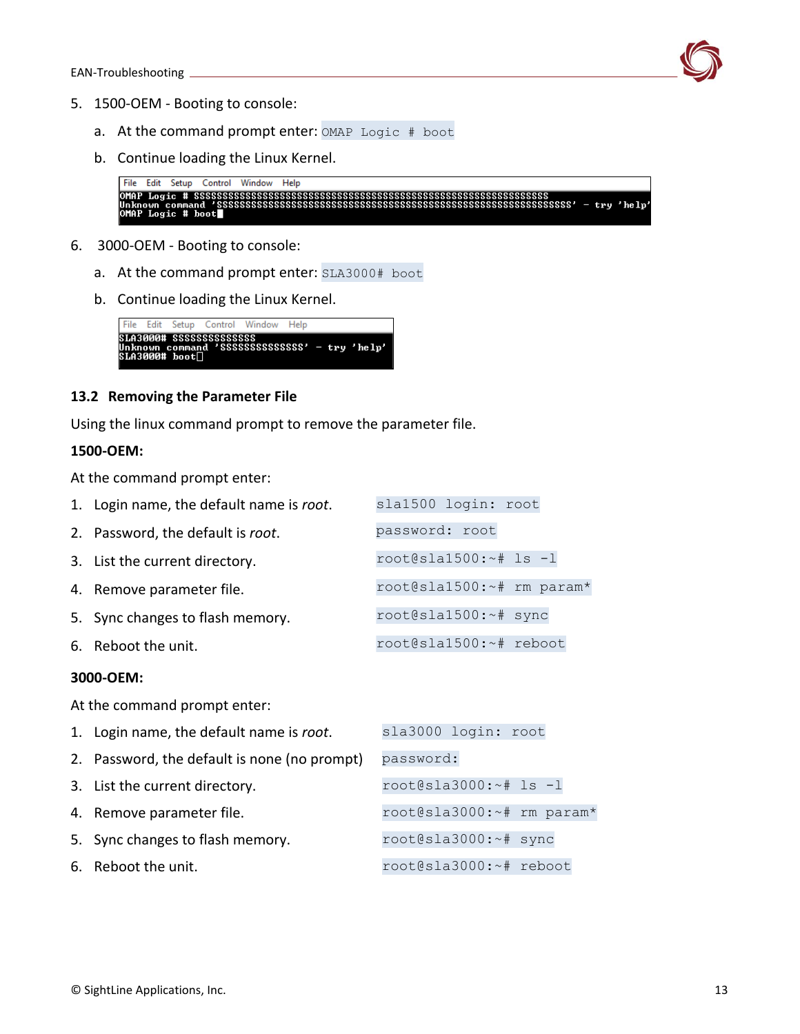5. 1500-OEM - Booting to console:
   a. At the command prompt enter: `OMAP Logic # boot`
   b. Continue loading the Linux Kernel.

```
File   Edit   Setup   Control   Window   Help
OMAP Logic # SSSSSSSSSSSSSSSSSSSSSSSSSSSSSSSSSSSSSSSSSSSSSSSSSSSSSSSSSSSSSSSS
Unknown command 'SSSSSSSSSSSSSSSSSSSSSSSSSSSSSSSSSSSSSSSSSSSSSSSSSSSSSSSSSSSSSSSS' - try 'help'
OMAP Logic # boot
```

6. 3000-OEM - Booting to console:
   a. At the command prompt enter: `SLA3000# boot`
   b. Continue loading the Linux Kernel.

```
File   Edit   Setup   Control   Window   Help
SLA3000# SSSSSSSSSSSSSS
Unknown command 'SSSSSSSSSSSSSS' - try 'help'
SLA3000# boot
```

## 13.2 Removing the Parameter File

Using the linux command prompt to remove the parameter file.

**1500-OEM:**

At the command prompt enter:

1. Login name, the default name is *root*. `sla1500 login: root`
2. Password, the default is *root*. `password: root`
3. List the current directory. `root@sla1500:~# ls -l`
4. Remove parameter file. `root@sla1500:~# rm param*`
5. Sync changes to flash memory. `root@sla1500:~# sync`
6. Reboot the unit. `root@sla1500:~# reboot`

**3000-OEM:**

At the command prompt enter:

1. Login name, the default name is *root*. `sla3000 login: root`
2. Password, the default is none (no prompt) `password:`
3. List the current directory. `root@sla3000:~# ls -l`
4. Remove parameter file. `root@sla3000:~# rm param*`
5. Sync changes to flash memory. `root@sla3000:~# sync`
6. Reboot the unit. `root@sla3000:~# reboot`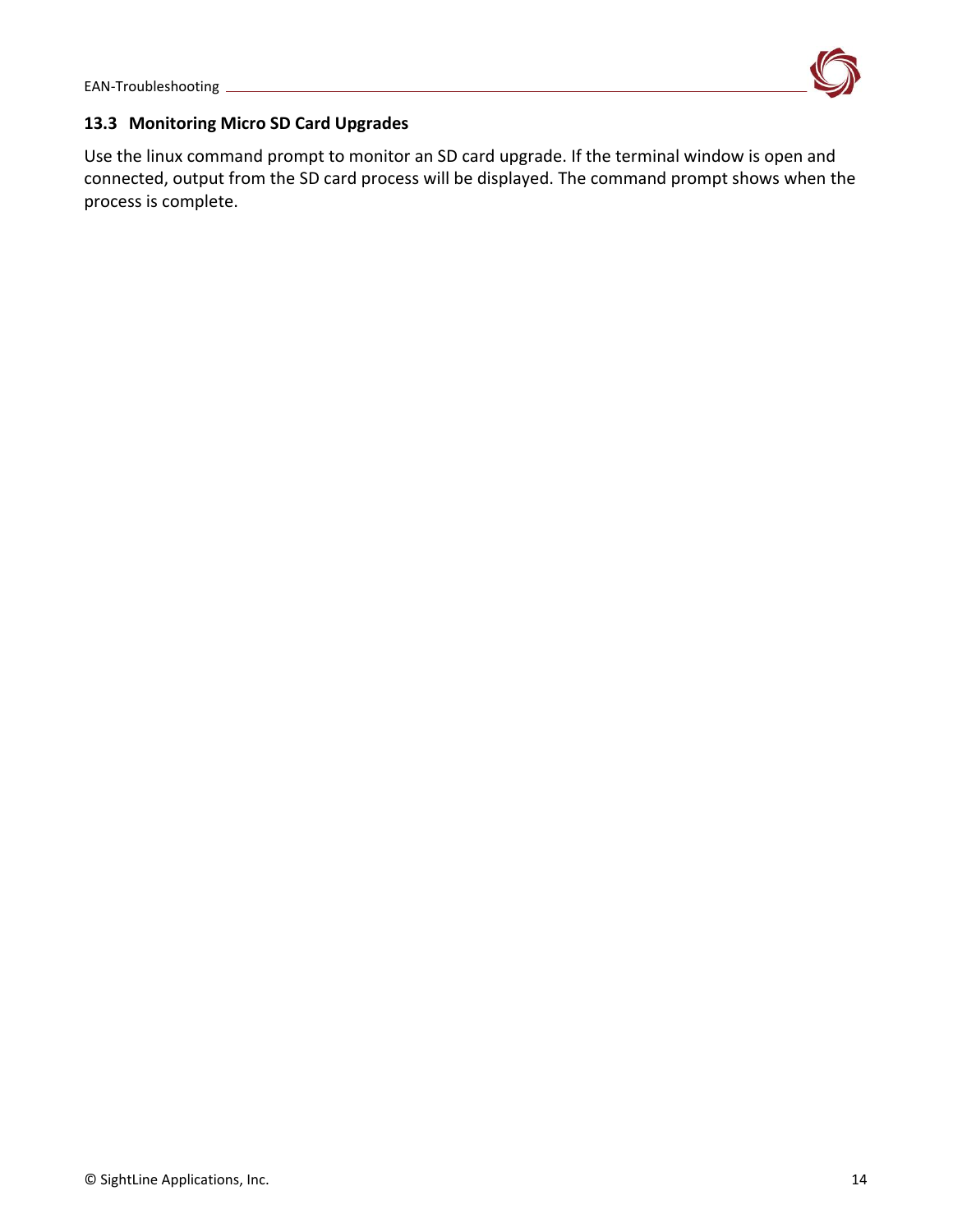### 13.3 Monitoring Micro SD Card Upgrades

Use the linux command prompt to monitor an SD card upgrade. If the terminal window is open and connected, output from the SD card process will be displayed. The command prompt shows when the process is complete.